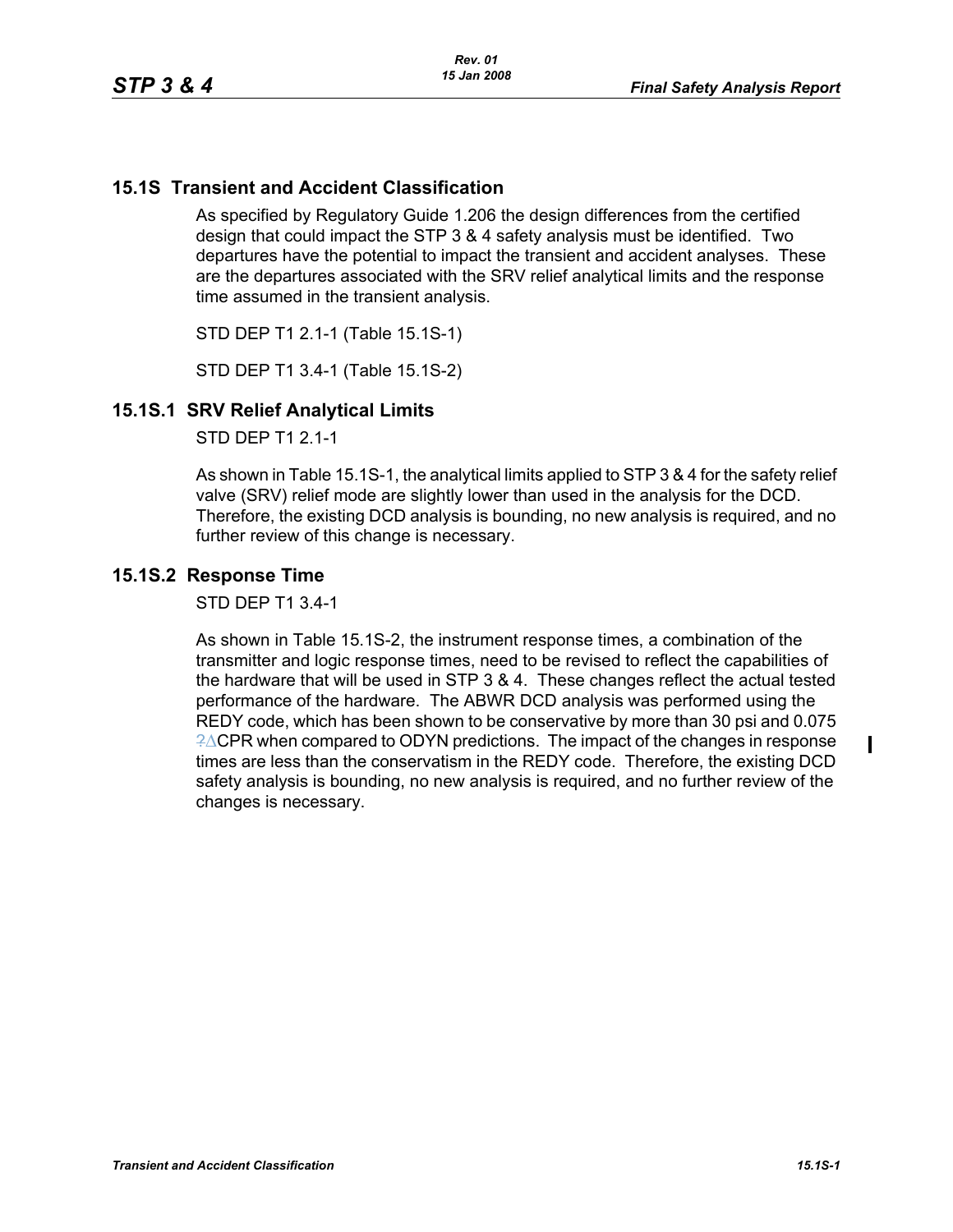## 15.1S Transient and Accident Classification

As specified by Regulatory Guide 1.206 the design differences from the certified design that could impact the STP 3 & 4 safety analysis must be identified. Two departures have the potential to impact the transient and accident analyses. These are the departures associated with the SRV relief analytical limits and the response time assumed in the transient analysis.

STD DEP T1 2.1-1 (Table 15.1S-1)

STD DEP T1 3.4-1 (Table 15.1S-2)

### 15.1S.1 SRV Relief Analytical Limits

STD DEP T1 2.1-1

As shown in Table 15.1S-1, the analytical limits applied to STP 3 & 4 for the safety relief valve (SRV) relief mode are slightly lower than used in the analysis for the DCD. Therefore, the existing DCD analysis is bounding, no new analysis is required, and no further review of this change is necessary.

### 15.1S.2 Response Time

STD DEP T1 3.4-1

As shown in Table 15.1S-2, the instrument response times, a combination of the transmitter and logic response times, need to be revised to reflect the capabilities of the hardware that will be used in STP 3 & 4. These changes reflect the actual tested performance of the hardware. The ABWR DCD analysis was performed using the REDY code, which has been shown to be conservative by more than 30 psi and 0.075 ?$\Delta$CPR when compared to ODYN predictions. The impact of the changes in response times are less than the conservatism in the REDY code. Therefore, the existing DCD safety analysis is bounding, no new analysis is required, and no further review of the changes is necessary.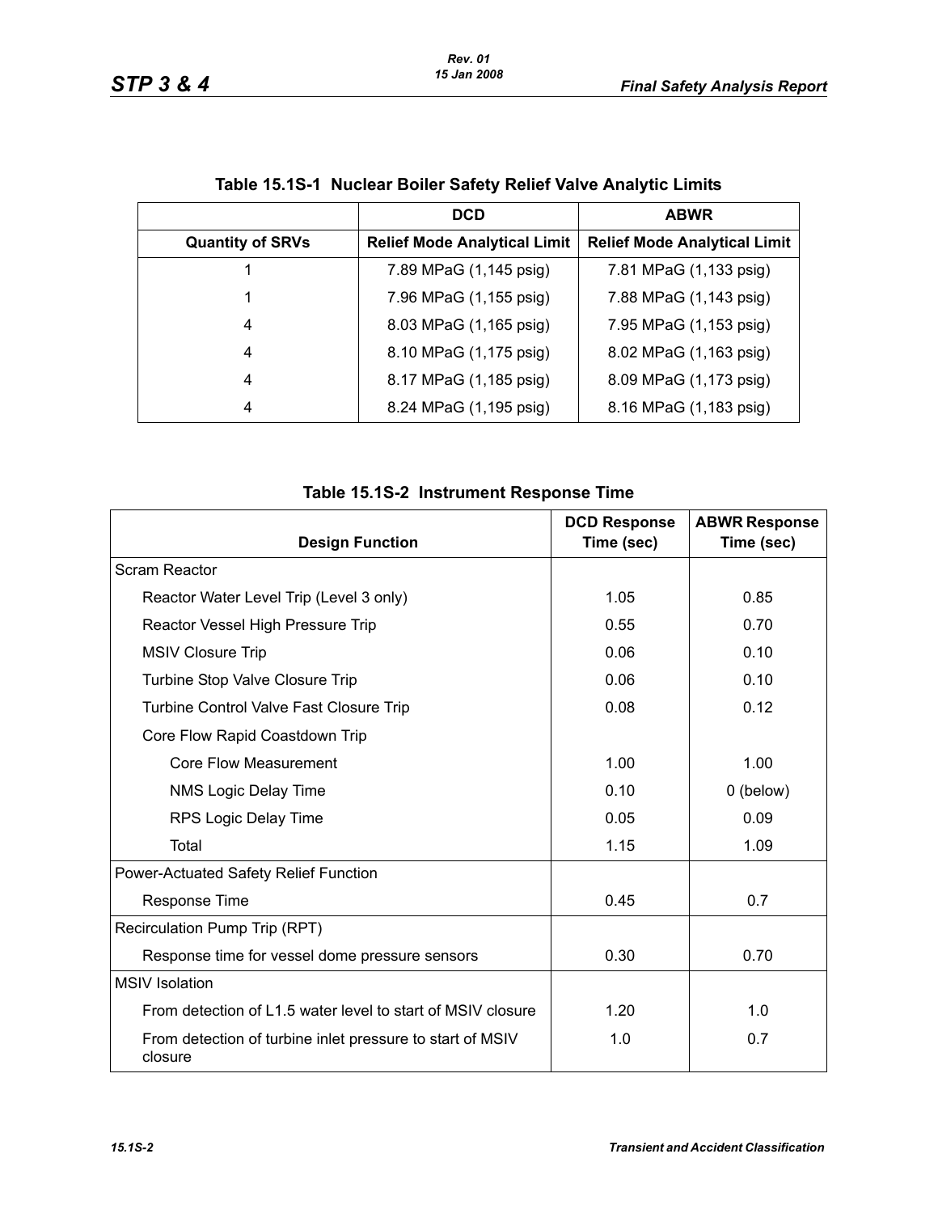### Table 15.1S-1 Nuclear Boiler Safety Relief Valve Analytic Limits

| | DCD | ABWR |
|---|---|---|
| **Quantity of SRVs** | **Relief Mode Analytical Limit** | **Relief Mode Analytical Limit** |
| 1 | 7.89 MPaG (1,145 psig) | 7.81 MPaG (1,133 psig) |
| 1 | 7.96 MPaG (1,155 psig) | 7.88 MPaG (1,143 psig) |
| 4 | 8.03 MPaG (1,165 psig) | 7.95 MPaG (1,153 psig) |
| 4 | 8.10 MPaG (1,175 psig) | 8.02 MPaG (1,163 psig) |
| 4 | 8.17 MPaG (1,185 psig) | 8.09 MPaG (1,173 psig) |
| 4 | 8.24 MPaG (1,195 psig) | 8.16 MPaG (1,183 psig) |

### Table 15.1S-2 Instrument Response Time

| Design Function | DCD Response Time (sec) | ABWR Response Time (sec) |
|---|---|---|
| Scram Reactor | | |
| Reactor Water Level Trip (Level 3 only) | 1.05 | 0.85 |
| Reactor Vessel High Pressure Trip | 0.55 | 0.70 |
| MSIV Closure Trip | 0.06 | 0.10 |
| Turbine Stop Valve Closure Trip | 0.06 | 0.10 |
| Turbine Control Valve Fast Closure Trip | 0.08 | 0.12 |
| Core Flow Rapid Coastdown Trip | | |
| Core Flow Measurement | 1.00 | 1.00 |
| NMS Logic Delay Time | 0.10 | 0 (below) |
| RPS Logic Delay Time | 0.05 | 0.09 |
| Total | 1.15 | 1.09 |
| Power-Actuated Safety Relief Function | | |
| Response Time | 0.45 | 0.7 |
| Recirculation Pump Trip (RPT) | | |
| Response time for vessel dome pressure sensors | 0.30 | 0.70 |
| MSIV Isolation | | |
| From detection of L1.5 water level to start of MSIV closure | 1.20 | 1.0 |
| From detection of turbine inlet pressure to start of MSIV closure | 1.0 | 0.7 |